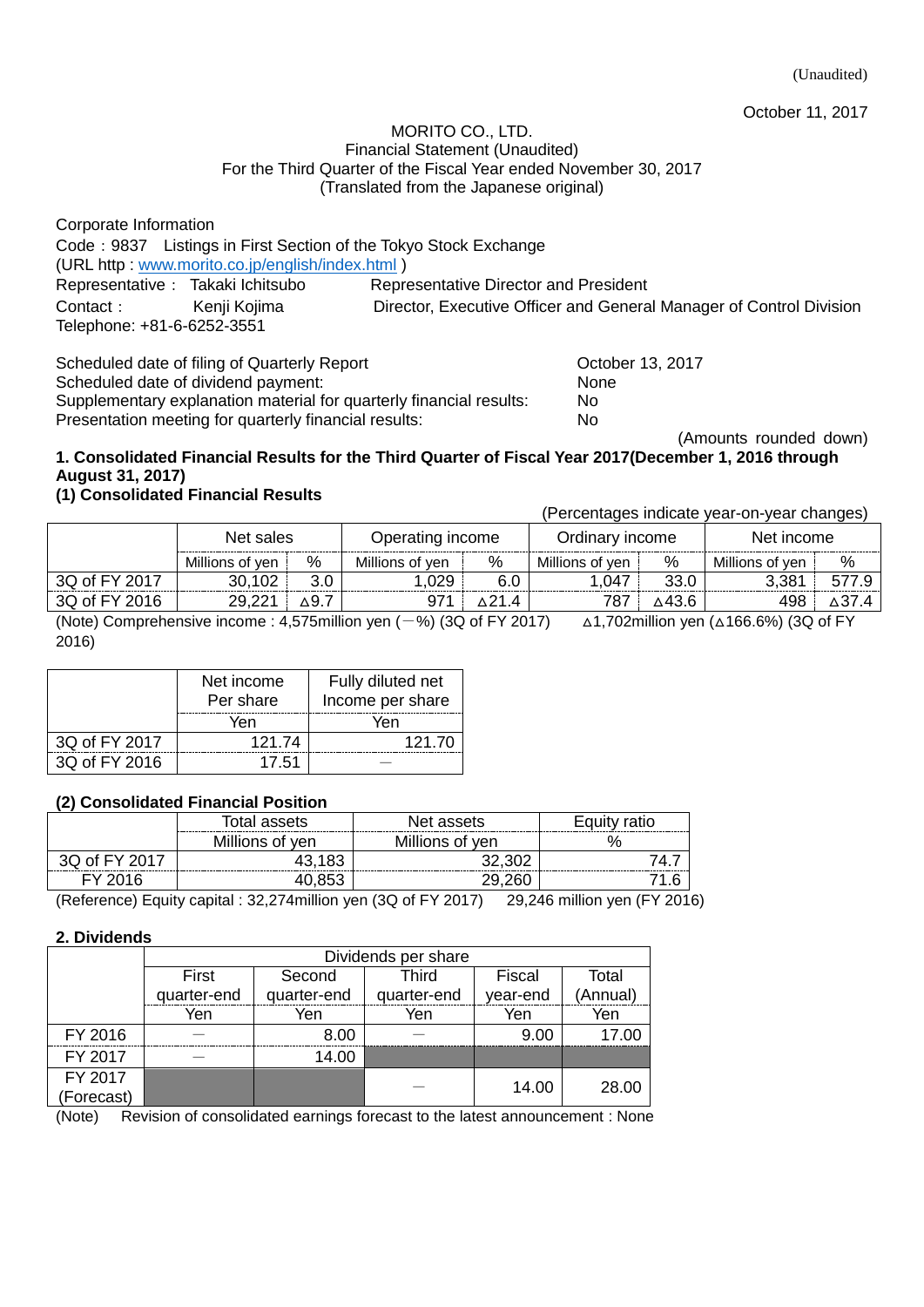(Unaudited)

October 11, 2017

MORITO CO., LTD.
Financial Statement (Unaudited)
For the Third Quarter of the Fiscal Year ended November 30, 2017
(Translated from the Japanese original)

Corporate Information
Code：9837 Listings in First Section of the Tokyo Stock Exchange
(URL http : www.morito.co.jp/english/index.html )
Representative： Takaki Ichitsubo Representative Director and President
Contact： Kenji Kojima Director, Executive Officer and General Manager of Control Division
Telephone: +81-6-6252-3551

Scheduled date of filing of Quarterly Report: October 13, 2017
Scheduled date of dividend payment: None
Supplementary explanation material for quarterly financial results: No
Presentation meeting for quarterly financial results: No

(Amounts rounded down)

## 1. Consolidated Financial Results for the Third Quarter of Fiscal Year 2017(December 1, 2016 through August 31, 2017)

### (1) Consolidated Financial Results

(Percentages indicate year-on-year changes)

| | Net sales | | Operating income | | Ordinary income | | Net income | |
|---|---|---|---|---|---|---|---|---|
| | Millions of yen | % | Millions of yen | % | Millions of yen | % | Millions of yen | % |
| 3Q of FY 2017 | 30,102 | 3.0 | 1,029 | 6.0 | 1,047 | 33.0 | 3,381 | 577.9 |
| 3Q of FY 2016 | 29,221 | △9.7 | 971 | △21.4 | 787 | △43.6 | 498 | △37.4 |

(Note) Comprehensive income : 4,575million yen (－%) (3Q of FY 2017) △1,702million yen (△166.6%) (3Q of FY 2016)

| | Net income Per share | Fully diluted net Income per share |
|---|---|---|
| | Yen | Yen |
| 3Q of FY 2017 | 121.74 | 121.70 |
| 3Q of FY 2016 | 17.51 | － |

### (2) Consolidated Financial Position

| | Total assets | Net assets | Equity ratio |
|---|---|---|---|
| | Millions of yen | Millions of yen | % |
| 3Q of FY 2017 | 43,183 | 32,302 | 74.7 |
| FY 2016 | 40,853 | 29,260 | 71.6 |

(Reference) Equity capital : 32,274million yen (3Q of FY 2017) 29,246 million yen (FY 2016)

## 2. Dividends

| | Dividends per share | | | | |
|---|---|---|---|---|---|
| | First quarter-end | Second quarter-end | Third quarter-end | Fiscal year-end | Total (Annual) |
| | Yen | Yen | Yen | Yen | Yen |
| FY 2016 | － | 8.00 | － | 9.00 | 17.00 |
| FY 2017 | － | 14.00 | | | |
| FY 2017 (Forecast) | | | － | 14.00 | 28.00 |

(Note) Revision of consolidated earnings forecast to the latest announcement : None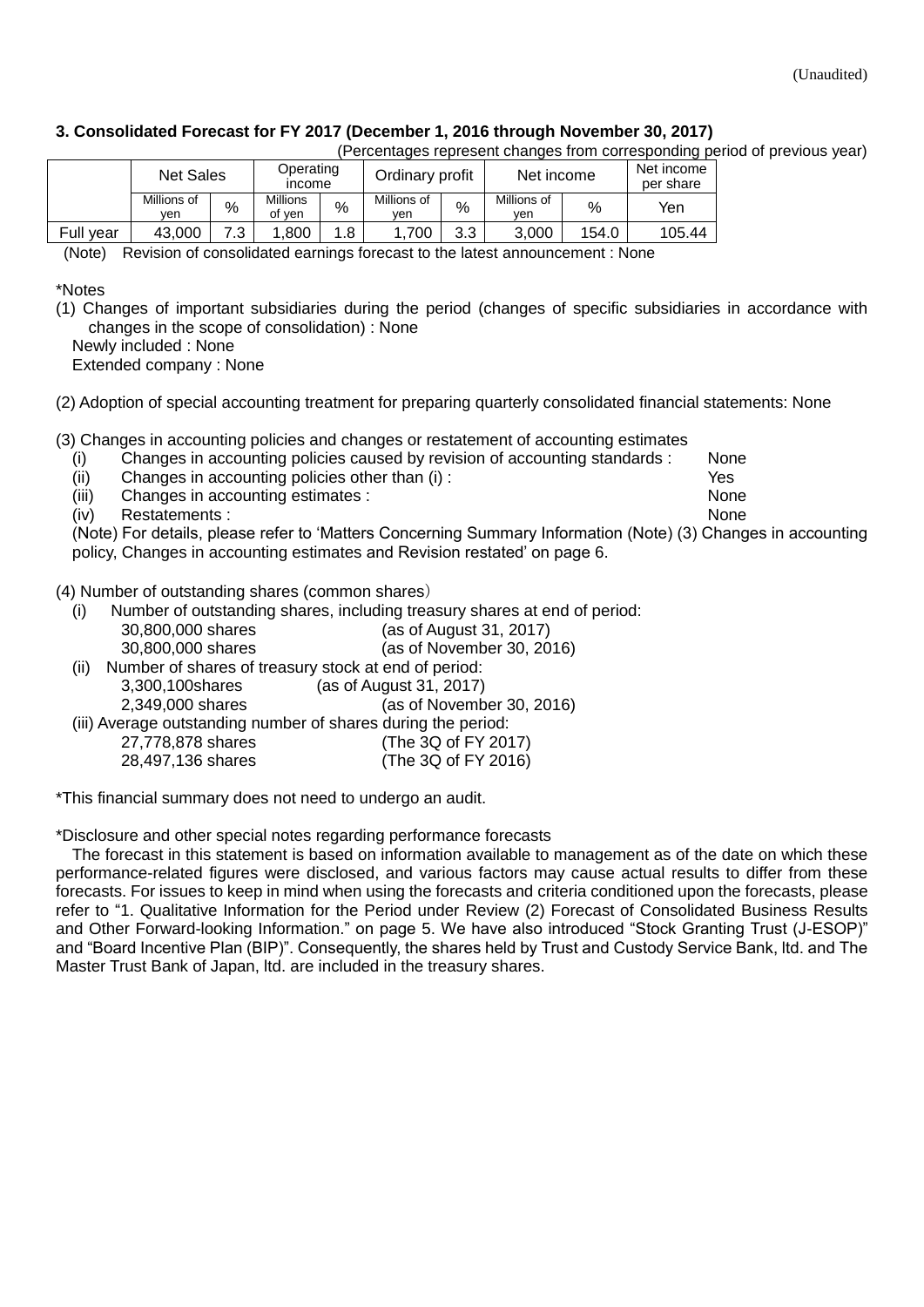(Unaudited)

### 3. Consolidated Forecast for FY 2017 (December 1, 2016 through November 30, 2017)

(Percentages represent changes from corresponding period of previous year)

| | Net Sales | | Operating income | | Ordinary profit | | Net income | | Net income per share |
|---|---|---|---|---|---|---|---|---|---|
| | Millions of yen | % | Millions of yen | % | Millions of yen | % | Millions of yen | % | Yen |
| Full year | 43,000 | 7.3 | 1,800 | 1.8 | 1,700 | 3.3 | 3,000 | 154.0 | 105.44 |

(Note) Revision of consolidated earnings forecast to the latest announcement : None

*Notes

(1) Changes of important subsidiaries during the period (changes of specific subsidiaries in accordance with changes in the scope of consolidation) : None
Newly included : None
Extended company : None

(2) Adoption of special accounting treatment for preparing quarterly consolidated financial statements: None

(3) Changes in accounting policies and changes or restatement of accounting estimates
- (i) Changes in accounting policies caused by revision of accounting standards : None
- (ii) Changes in accounting policies other than (i) : Yes
- (iii) Changes in accounting estimates : None
- (iv) Restatements : None

(Note) For details, please refer to 'Matters Concerning Summary Information (Note) (3) Changes in accounting policy, Changes in accounting estimates and Revision restated' on page 6.

(4) Number of outstanding shares (common shares)
- (i) Number of outstanding shares, including treasury shares at end of period:
  - 30,800,000 shares (as of August 31, 2017)
  - 30,800,000 shares (as of November 30, 2016)
- (ii) Number of shares of treasury stock at end of period:
  - 3,300,100shares (as of August 31, 2017)
  - 2,349,000 shares (as of November 30, 2016)
- (iii) Average outstanding number of shares during the period:
  - 27,778,878 shares (The 3Q of FY 2017)
  - 28,497,136 shares (The 3Q of FY 2016)

*This financial summary does not need to undergo an audit.

*Disclosure and other special notes regarding performance forecasts

The forecast in this statement is based on information available to management as of the date on which these performance-related figures were disclosed, and various factors may cause actual results to differ from these forecasts. For issues to keep in mind when using the forecasts and criteria conditioned upon the forecasts, please refer to "1. Qualitative Information for the Period under Review (2) Forecast of Consolidated Business Results and Other Forward-looking Information." on page 5. We have also introduced "Stock Granting Trust (J-ESOP)" and "Board Incentive Plan (BIP)". Consequently, the shares held by Trust and Custody Service Bank, ltd. and The Master Trust Bank of Japan, ltd. are included in the treasury shares.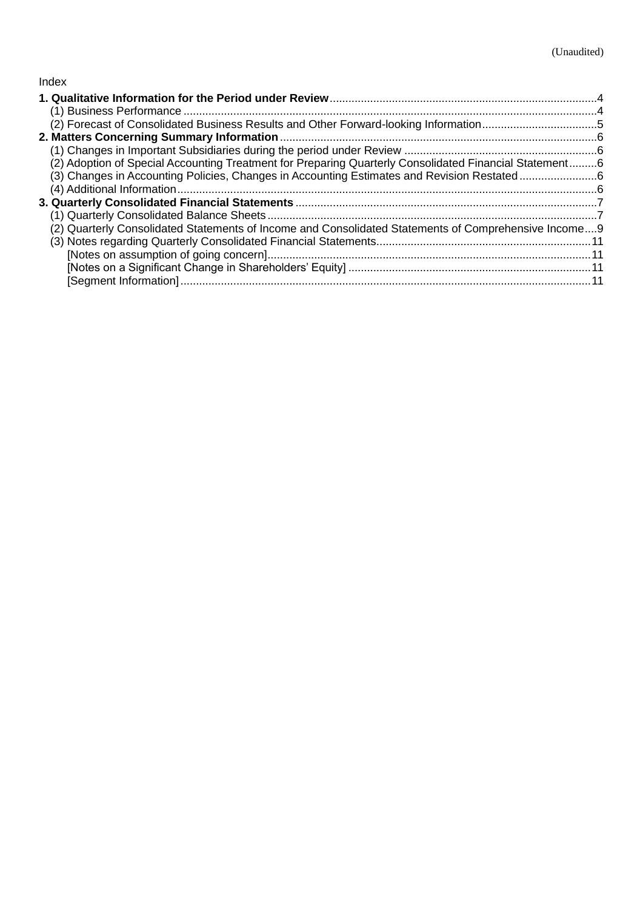(Unaudited)

Index

**1. Qualitative Information for the Period under Review** ..... 4
- (1) Business Performance ..... 4
- (2) Forecast of Consolidated Business Results and Other Forward-looking Information ..... 5

**2. Matters Concerning Summary Information** ..... 6
- (1) Changes in Important Subsidiaries during the period under Review ..... 6
- (2) Adoption of Special Accounting Treatment for Preparing Quarterly Consolidated Financial Statement ..... 6
- (3) Changes in Accounting Policies, Changes in Accounting Estimates and Revision Restated ..... 6
- (4) Additional Information ..... 6

**3. Quarterly Consolidated Financial Statements** ..... 7
- (1) Quarterly Consolidated Balance Sheets ..... 7
- (2) Quarterly Consolidated Statements of Income and Consolidated Statements of Comprehensive Income ..... 9
- (3) Notes regarding Quarterly Consolidated Financial Statements ..... 11
  - [Notes on assumption of going concern] ..... 11
  - [Notes on a Significant Change in Shareholders' Equity] ..... 11
  - [Segment Information] ..... 11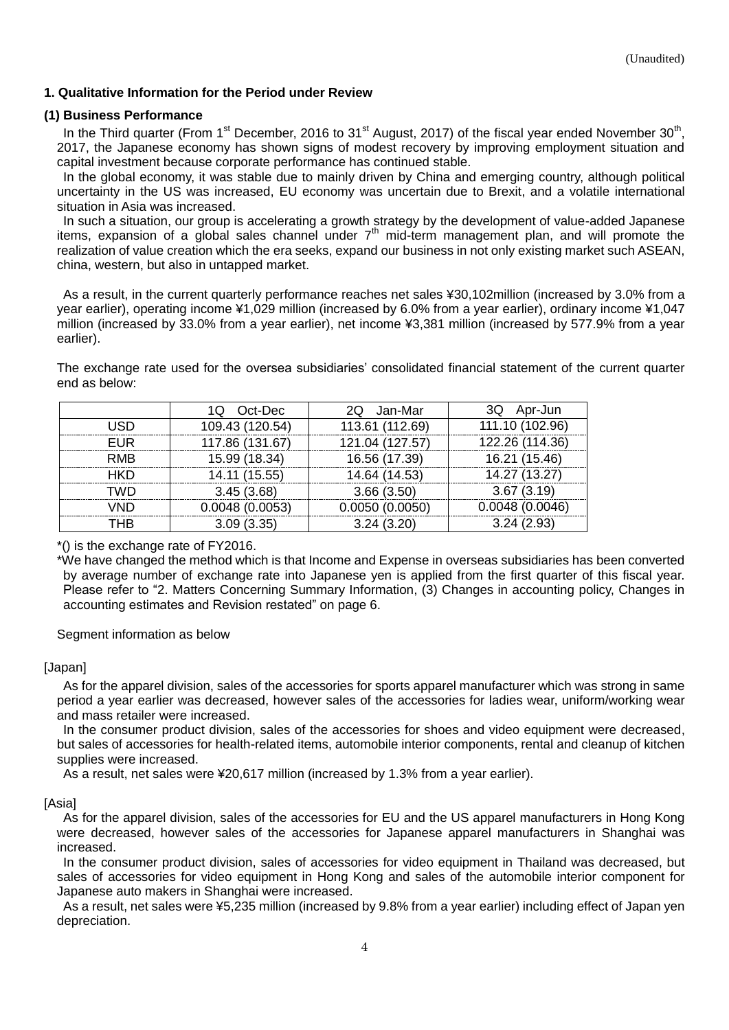(Unaudited)

### 1. Qualitative Information for the Period under Review

#### (1) Business Performance

In the Third quarter (From 1st December, 2016 to 31st August, 2017) of the fiscal year ended November 30th, 2017, the Japanese economy has shown signs of modest recovery by improving employment situation and capital investment because corporate performance has continued stable.

In the global economy, it was stable due to mainly driven by China and emerging country, although political uncertainty in the US was increased, EU economy was uncertain due to Brexit, and a volatile international situation in Asia was increased.

In such a situation, our group is accelerating a growth strategy by the development of value-added Japanese items, expansion of a global sales channel under 7th mid-term management plan, and will promote the realization of value creation which the era seeks, expand our business in not only existing market such ASEAN, china, western, but also in untapped market.

As a result, in the current quarterly performance reaches net sales ¥30,102million (increased by 3.0% from a year earlier), operating income ¥1,029 million (increased by 6.0% from a year earlier), ordinary income ¥1,047 million (increased by 33.0% from a year earlier), net income ¥3,381 million (increased by 577.9% from a year earlier).

The exchange rate used for the oversea subsidiaries' consolidated financial statement of the current quarter end as below:

| | 1Q Oct-Dec | 2Q Jan-Mar | 3Q Apr-Jun |
|---|---|---|---|
| USD | 109.43 (120.54) | 113.61 (112.69) | 111.10 (102.96) |
| EUR | 117.86 (131.67) | 121.04 (127.57) | 122.26 (114.36) |
| RMB | 15.99 (18.34) | 16.56 (17.39) | 16.21 (15.46) |
| HKD | 14.11 (15.55) | 14.64 (14.53) | 14.27 (13.27) |
| TWD | 3.45 (3.68) | 3.66 (3.50) | 3.67 (3.19) |
| VND | 0.0048 (0.0053) | 0.0050 (0.0050) | 0.0048 (0.0046) |
| THB | 3.09 (3.35) | 3.24 (3.20) | 3.24 (2.93) |

*() is the exchange rate of FY2016.

*We have changed the method which is that Income and Expense in overseas subsidiaries has been converted by average number of exchange rate into Japanese yen is applied from the first quarter of this fiscal year. Please refer to "2. Matters Concerning Summary Information, (3) Changes in accounting policy, Changes in accounting estimates and Revision restated" on page 6.

Segment information as below

[Japan]

As for the apparel division, sales of the accessories for sports apparel manufacturer which was strong in same period a year earlier was decreased, however sales of the accessories for ladies wear, uniform/working wear and mass retailer were increased.

In the consumer product division, sales of the accessories for shoes and video equipment were decreased, but sales of accessories for health-related items, automobile interior components, rental and cleanup of kitchen supplies were increased.

As a result, net sales were ¥20,617 million (increased by 1.3% from a year earlier).

[Asia]

As for the apparel division, sales of the accessories for EU and the US apparel manufacturers in Hong Kong were decreased, however sales of the accessories for Japanese apparel manufacturers in Shanghai was increased.

In the consumer product division, sales of accessories for video equipment in Thailand was decreased, but sales of accessories for video equipment in Hong Kong and sales of the automobile interior component for Japanese auto makers in Shanghai were increased.

As a result, net sales were ¥5,235 million (increased by 9.8% from a year earlier) including effect of Japan yen depreciation.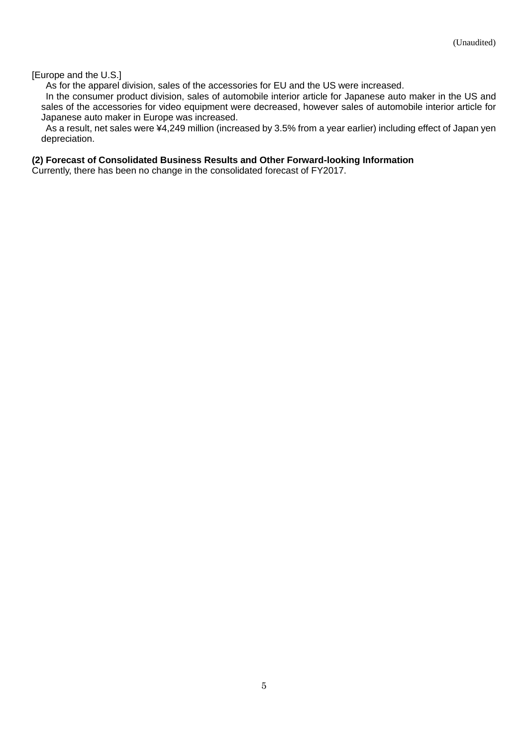[Europe and the U.S.]

As for the apparel division, sales of the accessories for EU and the US were increased.

In the consumer product division, sales of automobile interior article for Japanese auto maker in the US and sales of the accessories for video equipment were decreased, however sales of automobile interior article for Japanese auto maker in Europe was increased.

As a result, net sales were ¥4,249 million (increased by 3.5% from a year earlier) including effect of Japan yen depreciation.

**(2) Forecast of Consolidated Business Results and Other Forward-looking Information**

Currently, there has been no change in the consolidated forecast of FY2017.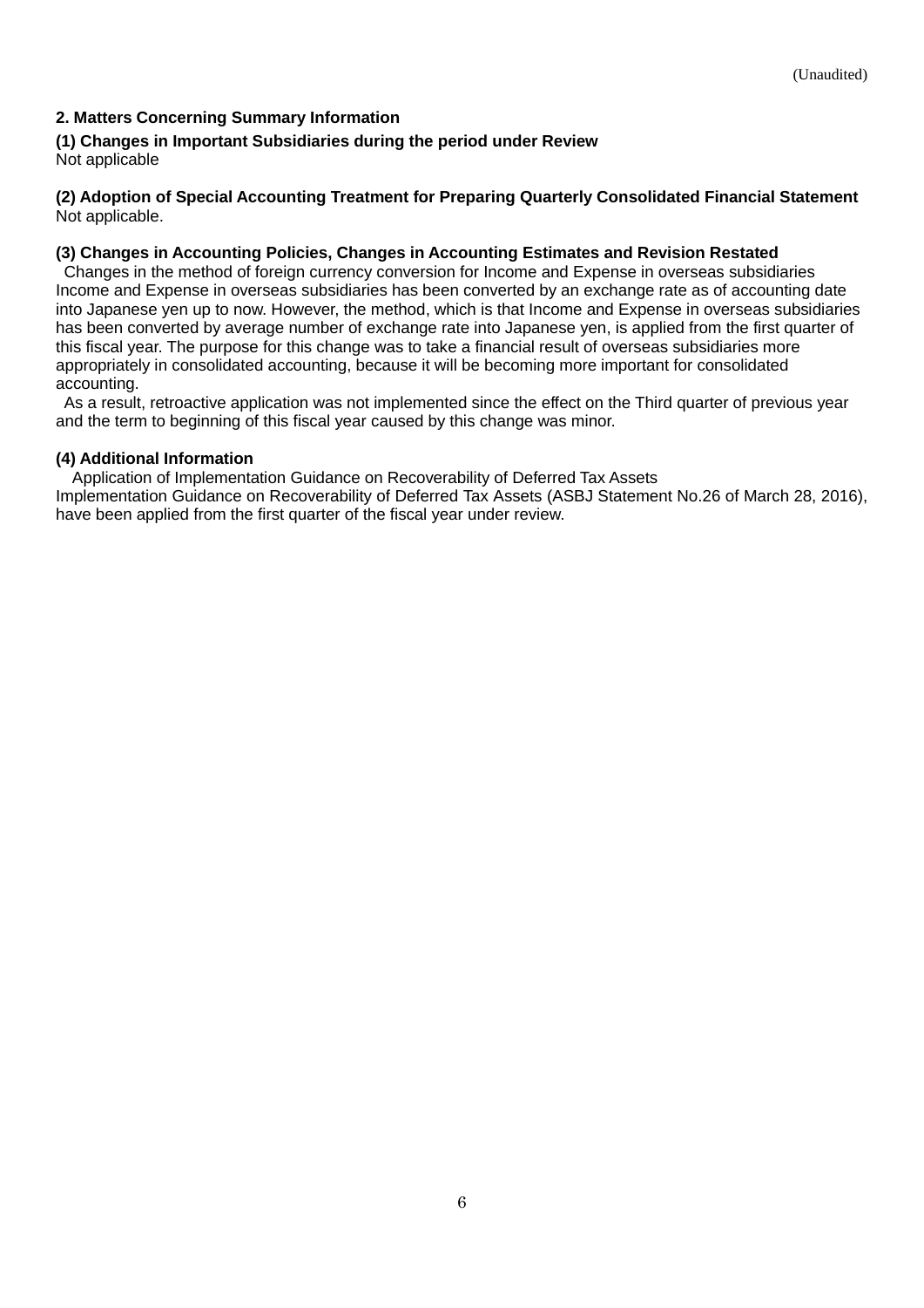(Unaudited)

## 2. Matters Concerning Summary Information

### (1) Changes in Important Subsidiaries during the period under Review

Not applicable

### (2) Adoption of Special Accounting Treatment for Preparing Quarterly Consolidated Financial Statement

Not applicable.

### (3) Changes in Accounting Policies, Changes in Accounting Estimates and Revision Restated

Changes in the method of foreign currency conversion for Income and Expense in overseas subsidiaries

Income and Expense in overseas subsidiaries has been converted by an exchange rate as of accounting date into Japanese yen up to now. However, the method, which is that Income and Expense in overseas subsidiaries has been converted by average number of exchange rate into Japanese yen, is applied from the first quarter of this fiscal year. The purpose for this change was to take a financial result of overseas subsidiaries more appropriately in consolidated accounting, because it will be becoming more important for consolidated accounting.

As a result, retroactive application was not implemented since the effect on the Third quarter of previous year and the term to beginning of this fiscal year caused by this change was minor.

### (4) Additional Information

Application of Implementation Guidance on Recoverability of Deferred Tax Assets

Implementation Guidance on Recoverability of Deferred Tax Assets (ASBJ Statement No.26 of March 28, 2016), have been applied from the first quarter of the fiscal year under review.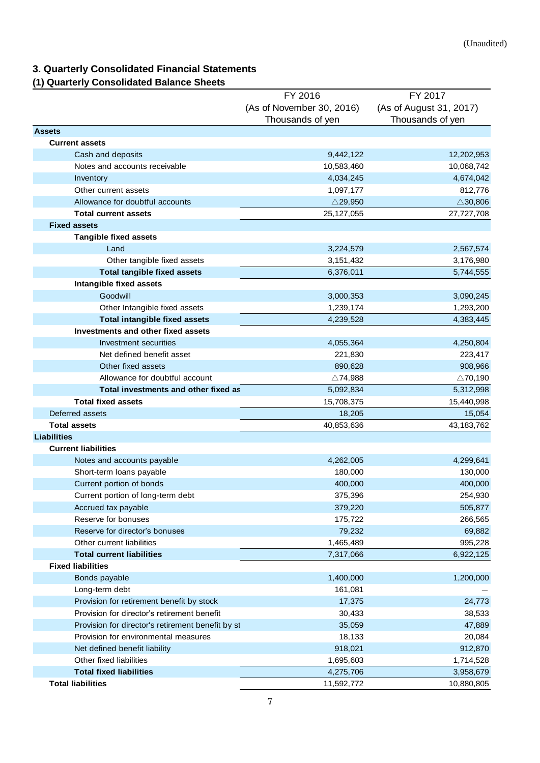(Unaudited)

# 3. Quarterly Consolidated Financial Statements

## (1) Quarterly Consolidated Balance Sheets

| | FY 2016 (As of November 30, 2016) Thousands of yen | FY 2017 (As of August 31, 2017) Thousands of yen |
|---|---|---|
| **Assets** | | |
| **Current assets** | | |
| Cash and deposits | 9,442,122 | 12,202,953 |
| Notes and accounts receivable | 10,583,460 | 10,068,742 |
| Inventory | 4,034,245 | 4,674,042 |
| Other current assets | 1,097,177 | 812,776 |
| Allowance for doubtful accounts | △29,950 | △30,806 |
| **Total current assets** | 25,127,055 | 27,727,708 |
| **Fixed assets** | | |
| **Tangible fixed assets** | | |
| Land | 3,224,579 | 2,567,574 |
| Other tangible fixed assets | 3,151,432 | 3,176,980 |
| **Total tangible fixed assets** | 6,376,011 | 5,744,555 |
| **Intangible fixed assets** | | |
| Goodwill | 3,000,353 | 3,090,245 |
| Other Intangible fixed assets | 1,239,174 | 1,293,200 |
| **Total intangible fixed assets** | 4,239,528 | 4,383,445 |
| **Investments and other fixed assets** | | |
| Investment securities | 4,055,364 | 4,250,804 |
| Net defined benefit asset | 221,830 | 223,417 |
| Other fixed assets | 890,628 | 908,966 |
| Allowance for doubtful account | △74,988 | △70,190 |
| **Total investments and other fixed as** | 5,092,834 | 5,312,998 |
| **Total fixed assets** | 15,708,375 | 15,440,998 |
| Deferred assets | 18,205 | 15,054 |
| **Total assets** | 40,853,636 | 43,183,762 |
| **Liabilities** | | |
| **Current liabilities** | | |
| Notes and accounts payable | 4,262,005 | 4,299,641 |
| Short-term loans payable | 180,000 | 130,000 |
| Current portion of bonds | 400,000 | 400,000 |
| Current portion of long-term debt | 375,396 | 254,930 |
| Accrued tax payable | 379,220 | 505,877 |
| Reserve for bonuses | 175,722 | 266,565 |
| Reserve for director's bonuses | 79,232 | 69,882 |
| Other current liabilities | 1,465,489 | 995,228 |
| **Total current liabilities** | 7,317,066 | 6,922,125 |
| **Fixed liabilities** | | |
| Bonds payable | 1,400,000 | 1,200,000 |
| Long-term debt | 161,081 | ― |
| Provision for retirement benefit by stock | 17,375 | 24,773 |
| Provision for director's retirement benefit | 30,433 | 38,533 |
| Provision for director's retirement benefit by st | 35,059 | 47,889 |
| Provision for environmental measures | 18,133 | 20,084 |
| Net defined benefit liability | 918,021 | 912,870 |
| Other fixed liabilities | 1,695,603 | 1,714,528 |
| **Total fixed liabilities** | 4,275,706 | 3,958,679 |
| **Total liabilities** | 11,592,772 | 10,880,805 |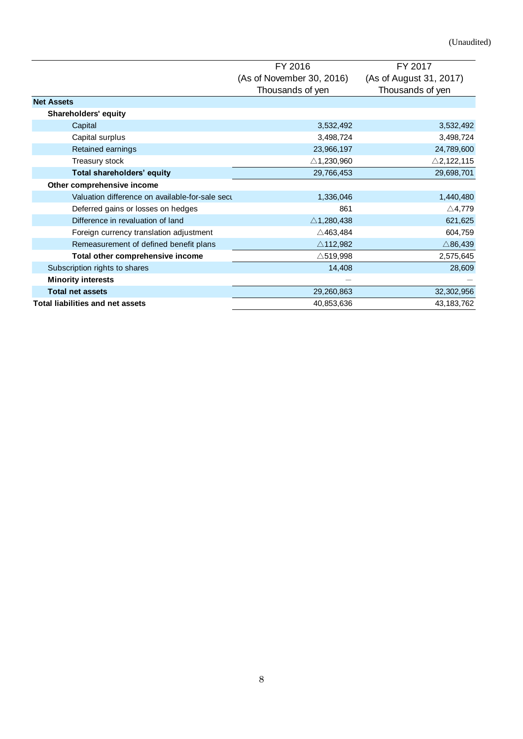(Unaudited)

| | FY 2016 (As of November 30, 2016) Thousands of yen | FY 2017 (As of August 31, 2017) Thousands of yen |
|---|---|---|
| **Net Assets** | | |
| **Shareholders' equity** | | |
| Capital | 3,532,492 | 3,532,492 |
| Capital surplus | 3,498,724 | 3,498,724 |
| Retained earnings | 23,966,197 | 24,789,600 |
| Treasury stock | △1,230,960 | △2,122,115 |
| **Total shareholders' equity** | 29,766,453 | 29,698,701 |
| **Other comprehensive income** | | |
| Valuation difference on available-for-sale secu | 1,336,046 | 1,440,480 |
| Deferred gains or losses on hedges | 861 | △4,779 |
| Difference in revaluation of land | △1,280,438 | 621,625 |
| Foreign currency translation adjustment | △463,484 | 604,759 |
| Remeasurement of defined benefit plans | △112,982 | △86,439 |
| **Total other comprehensive income** | △519,998 | 2,575,645 |
| Subscription rights to shares | 14,408 | 28,609 |
| **Minority interests** | — | — |
| **Total net assets** | 29,260,863 | 32,302,956 |
| **Total liabilities and net assets** | 40,853,636 | 43,183,762 |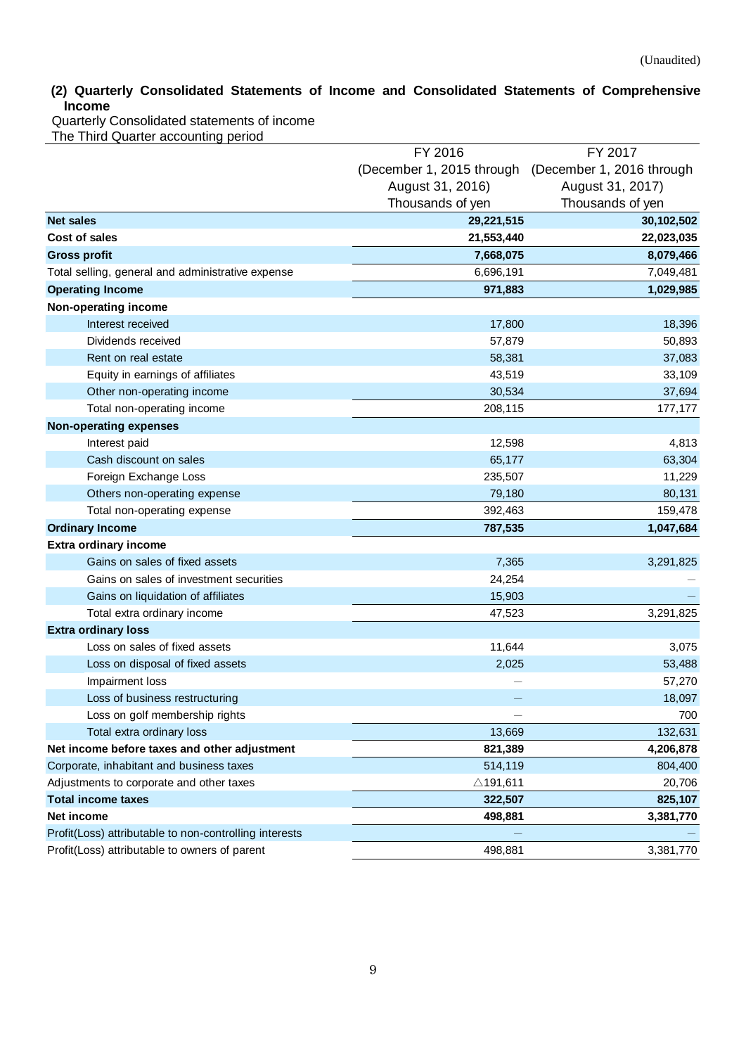(Unaudited)

### (2) Quarterly Consolidated Statements of Income and Consolidated Statements of Comprehensive Income

Quarterly Consolidated statements of income

The Third Quarter accounting period

| | FY 2016 (December 1, 2015 through August 31, 2016) Thousands of yen | FY 2017 (December 1, 2016 through August 31, 2017) Thousands of yen |
|---|---|---|
| **Net sales** | **29,221,515** | **30,102,502** |
| **Cost of sales** | **21,553,440** | **22,023,035** |
| **Gross profit** | **7,668,075** | **8,079,466** |
| Total selling, general and administrative expense | 6,696,191 | 7,049,481 |
| **Operating Income** | **971,883** | **1,029,985** |
| **Non-operating income** | | |
| Interest received | 17,800 | 18,396 |
| Dividends received | 57,879 | 50,893 |
| Rent on real estate | 58,381 | 37,083 |
| Equity in earnings of affiliates | 43,519 | 33,109 |
| Other non-operating income | 30,534 | 37,694 |
| Total non-operating income | 208,115 | 177,177 |
| **Non-operating expenses** | | |
| Interest paid | 12,598 | 4,813 |
| Cash discount on sales | 65,177 | 63,304 |
| Foreign Exchange Loss | 235,507 | 11,229 |
| Others non-operating expense | 79,180 | 80,131 |
| Total non-operating expense | 392,463 | 159,478 |
| **Ordinary Income** | **787,535** | **1,047,684** |
| **Extra ordinary income** | | |
| Gains on sales of fixed assets | 7,365 | 3,291,825 |
| Gains on sales of investment securities | 24,254 | — |
| Gains on liquidation of affiliates | 15,903 | — |
| Total extra ordinary income | 47,523 | 3,291,825 |
| **Extra ordinary loss** | | |
| Loss on sales of fixed assets | 11,644 | 3,075 |
| Loss on disposal of fixed assets | 2,025 | 53,488 |
| Impairment loss | — | 57,270 |
| Loss of business restructuring | — | 18,097 |
| Loss on golf membership rights | — | 700 |
| Total extra ordinary loss | 13,669 | 132,631 |
| **Net income before taxes and other adjustment** | **821,389** | **4,206,878** |
| Corporate, inhabitant and business taxes | 514,119 | 804,400 |
| Adjustments to corporate and other taxes | △191,611 | 20,706 |
| **Total income taxes** | **322,507** | **825,107** |
| **Net income** | **498,881** | **3,381,770** |
| Profit(Loss) attributable to non-controlling interests | — | — |
| Profit(Loss) attributable to owners of parent | 498,881 | 3,381,770 |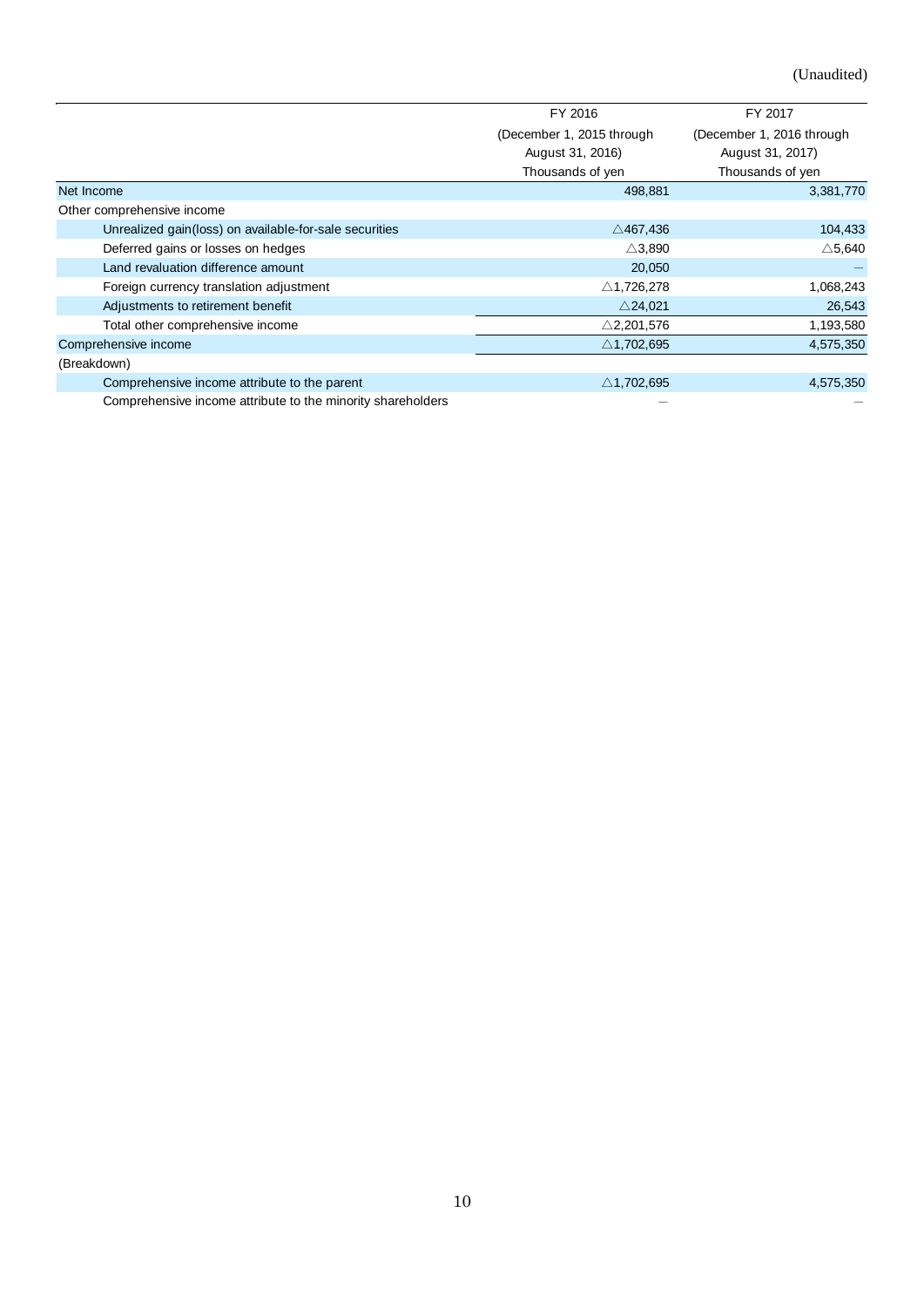(Unaudited)

| | FY 2016 (December 1, 2015 through August 31, 2016) Thousands of yen | FY 2017 (December 1, 2016 through August 31, 2017) Thousands of yen |
|---|---|---|
| Net Income | 498,881 | 3,381,770 |
| Other comprehensive income | | |
| Unrealized gain(loss) on available-for-sale securities | △467,436 | 104,433 |
| Deferred gains or losses on hedges | △3,890 | △5,640 |
| Land revaluation difference amount | 20,050 | － |
| Foreign currency translation adjustment | △1,726,278 | 1,068,243 |
| Adjustments to retirement benefit | △24,021 | 26,543 |
| Total other comprehensive income | △2,201,576 | 1,193,580 |
| Comprehensive income | △1,702,695 | 4,575,350 |
| (Breakdown) | | |
| Comprehensive income attribute to the parent | △1,702,695 | 4,575,350 |
| Comprehensive income attribute to the minority shareholders | － | － |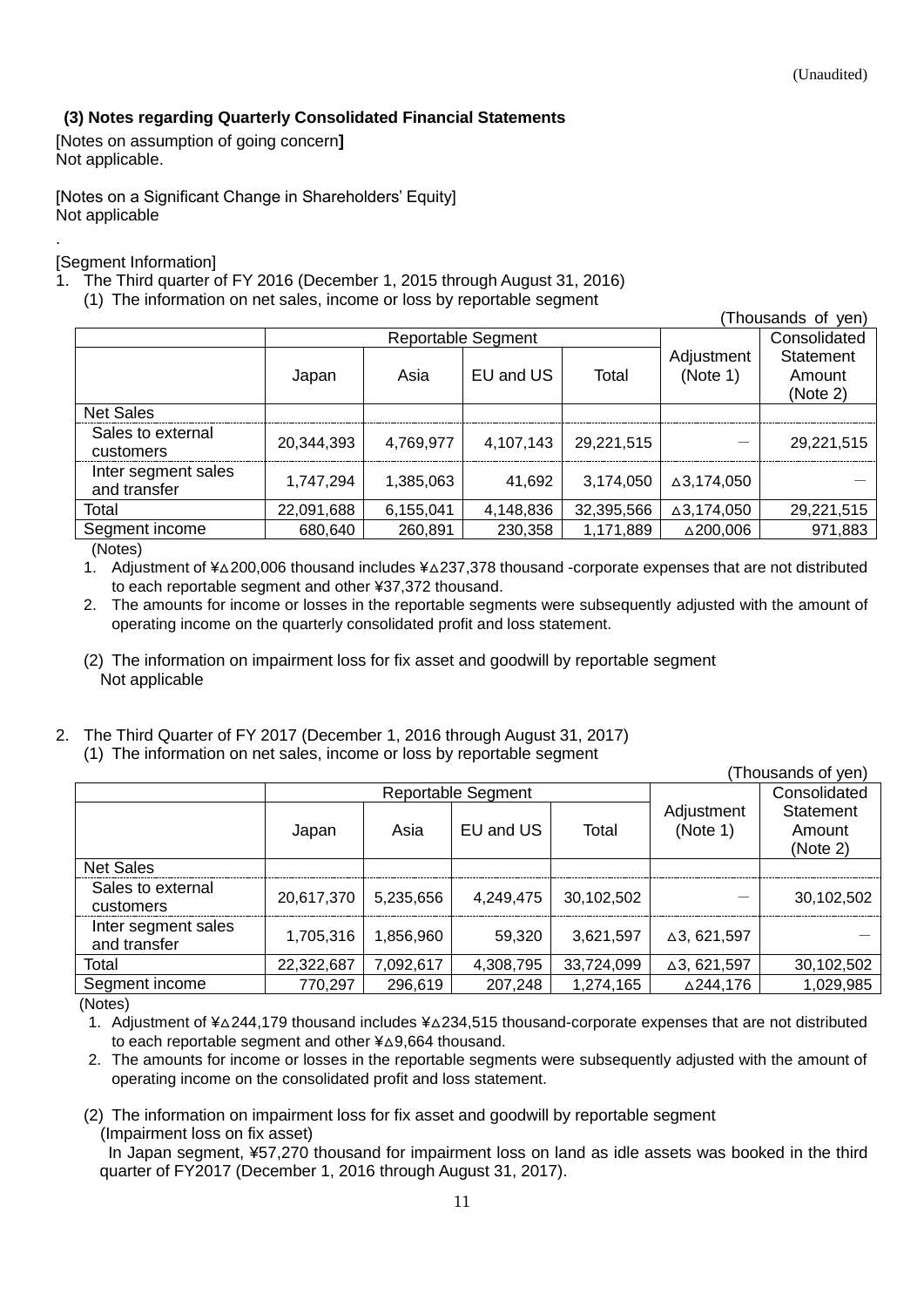(Unaudited)

### (3) Notes regarding Quarterly Consolidated Financial Statements

[Notes on assumption of going concern]
Not applicable.

[Notes on a Significant Change in Shareholders' Equity]
Not applicable

.

[Segment Information]

1. The Third quarter of FY 2016 (December 1, 2015 through August 31, 2016)
   (1) The information on net sales, income or loss by reportable segment

(Thousands of yen)

| | Reportable Segment | | | | Adjustment (Note 1) | Consolidated Statement Amount (Note 2) |
|---|---|---|---|---|---|---|
| | Japan | Asia | EU and US | Total | | |
| Net Sales | | | | | | |
| Sales to external customers | 20,344,393 | 4,769,977 | 4,107,143 | 29,221,515 | － | 29,221,515 |
| Inter segment sales and transfer | 1,747,294 | 1,385,063 | 41,692 | 3,174,050 | △3,174,050 | － |
| Total | 22,091,688 | 6,155,041 | 4,148,836 | 32,395,566 | △3,174,050 | 29,221,515 |
| Segment income | 680,640 | 260,891 | 230,358 | 1,171,889 | △200,006 | 971,883 |

(Notes)

1. Adjustment of ¥△200,006 thousand includes ¥△237,378 thousand -corporate expenses that are not distributed to each reportable segment and other ¥37,372 thousand.
2. The amounts for income or losses in the reportable segments were subsequently adjusted with the amount of operating income on the quarterly consolidated profit and loss statement.

(2) The information on impairment loss for fix asset and goodwill by reportable segment
Not applicable

2. The Third Quarter of FY 2017 (December 1, 2016 through August 31, 2017)
   (1) The information on net sales, income or loss by reportable segment

(Thousands of yen)

| | Reportable Segment | | | | Adjustment (Note 1) | Consolidated Statement Amount (Note 2) |
|---|---|---|---|---|---|---|
| | Japan | Asia | EU and US | Total | | |
| Net Sales | | | | | | |
| Sales to external customers | 20,617,370 | 5,235,656 | 4,249,475 | 30,102,502 | － | 30,102,502 |
| Inter segment sales and transfer | 1,705,316 | 1,856,960 | 59,320 | 3,621,597 | △3, 621,597 | － |
| Total | 22,322,687 | 7,092,617 | 4,308,795 | 33,724,099 | △3, 621,597 | 30,102,502 |
| Segment income | 770,297 | 296,619 | 207,248 | 1,274,165 | △244,176 | 1,029,985 |

(Notes)

1. Adjustment of ¥△244,179 thousand includes ¥△234,515 thousand-corporate expenses that are not distributed to each reportable segment and other ¥△9,664 thousand.
2. The amounts for income or losses in the reportable segments were subsequently adjusted with the amount of operating income on the consolidated profit and loss statement.

(2) The information on impairment loss for fix asset and goodwill by reportable segment
(Impairment loss on fix asset)
In Japan segment, ¥57,270 thousand for impairment loss on land as idle assets was booked in the third quarter of FY2017 (December 1, 2016 through August 31, 2017).